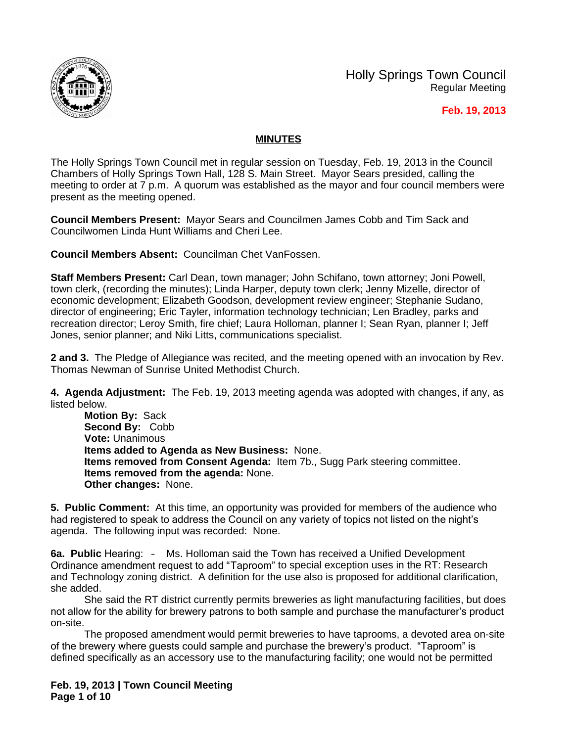Holly Springs Town Council
Regular Meeting

**Feb. 19, 2013**

## MINUTES

The Holly Springs Town Council met in regular session on Tuesday, Feb. 19, 2013 in the Council Chambers of Holly Springs Town Hall, 128 S. Main Street. Mayor Sears presided, calling the meeting to order at 7 p.m. A quorum was established as the mayor and four council members were present as the meeting opened.

**Council Members Present:** Mayor Sears and Councilmen James Cobb and Tim Sack and Councilwomen Linda Hunt Williams and Cheri Lee.

**Council Members Absent:** Councilman Chet VanFossen.

**Staff Members Present:** Carl Dean, town manager; John Schifano, town attorney; Joni Powell, town clerk, (recording the minutes); Linda Harper, deputy town clerk; Jenny Mizelle, director of economic development; Elizabeth Goodson, development review engineer; Stephanie Sudano, director of engineering; Eric Tayler, information technology technician; Len Bradley, parks and recreation director; Leroy Smith, fire chief; Laura Holloman, planner I; Sean Ryan, planner I; Jeff Jones, senior planner; and Niki Litts, communications specialist.

**2 and 3.** The Pledge of Allegiance was recited, and the meeting opened with an invocation by Rev. Thomas Newman of Sunrise United Methodist Church.

**4. Agenda Adjustment:** The Feb. 19, 2013 meeting agenda was adopted with changes, if any, as listed below.

> **Motion By:** Sack
> **Second By:** Cobb
> **Vote:** Unanimous
> **Items added to Agenda as New Business:** None.
> **Items removed from Consent Agenda:** Item 7b., Sugg Park steering committee.
> **Items removed from the agenda:** None.
> **Other changes:** None.

**5. Public Comment:** At this time, an opportunity was provided for members of the audience who had registered to speak to address the Council on any variety of topics not listed on the night's agenda. The following input was recorded: None.

**6a. Public** Hearing: – Ms. Holloman said the Town has received a Unified Development Ordinance amendment request to add "Taproom" to special exception uses in the RT: Research and Technology zoning district. A definition for the use also is proposed for additional clarification, she added.

She said the RT district currently permits breweries as light manufacturing facilities, but does not allow for the ability for brewery patrons to both sample and purchase the manufacturer's product on-site.

The proposed amendment would permit breweries to have taprooms, a devoted area on-site of the brewery where guests could sample and purchase the brewery's product. "Taproom" is defined specifically as an accessory use to the manufacturing facility; one would not be permitted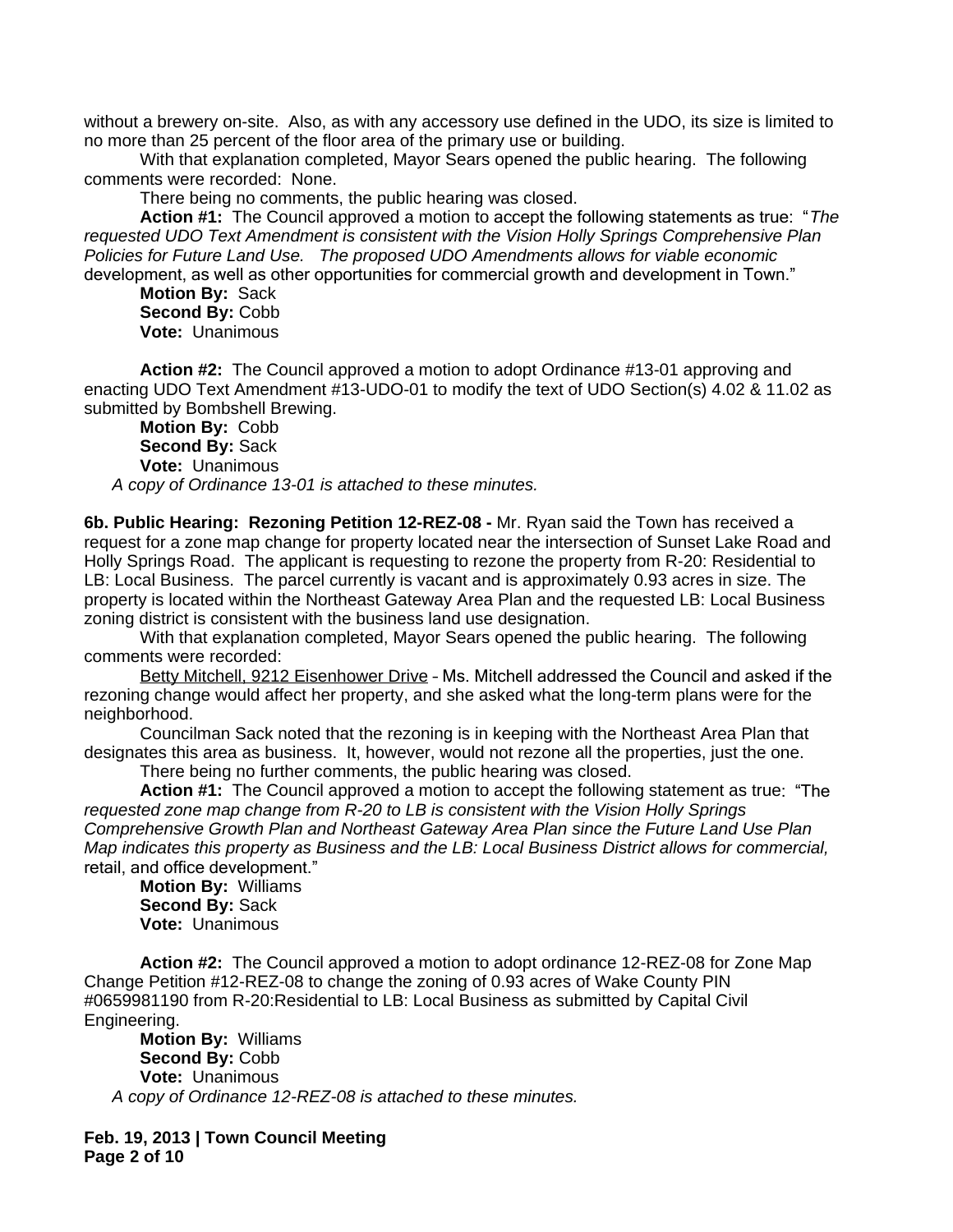without a brewery on-site. Also, as with any accessory use defined in the UDO, its size is limited to no more than 25 percent of the floor area of the primary use or building.

With that explanation completed, Mayor Sears opened the public hearing. The following comments were recorded: None.

There being no comments, the public hearing was closed.

**Action #1:** The Council approved a motion to accept the following statements as true: "*The requested UDO Text Amendment is consistent with the Vision Holly Springs Comprehensive Plan Policies for Future Land Use. The proposed UDO Amendments allows for viable economic* development, as well as other opportunities for commercial growth and development in Town."

**Motion By:** Sack
**Second By:** Cobb
**Vote:** Unanimous

**Action #2:** The Council approved a motion to adopt Ordinance #13-01 approving and enacting UDO Text Amendment #13-UDO-01 to modify the text of UDO Section(s) 4.02 & 11.02 as submitted by Bombshell Brewing.

**Motion By:** Cobb
**Second By:** Sack
**Vote:** Unanimous

*A copy of Ordinance 13-01 is attached to these minutes.*

**6b. Public Hearing: Rezoning Petition 12-REZ-08 -** Mr. Ryan said the Town has received a request for a zone map change for property located near the intersection of Sunset Lake Road and Holly Springs Road. The applicant is requesting to rezone the property from R-20: Residential to LB: Local Business. The parcel currently is vacant and is approximately 0.93 acres in size. The property is located within the Northeast Gateway Area Plan and the requested LB: Local Business zoning district is consistent with the business land use designation.

With that explanation completed, Mayor Sears opened the public hearing. The following comments were recorded:

Betty Mitchell, 9212 Eisenhower Drive – Ms. Mitchell addressed the Council and asked if the rezoning change would affect her property, and she asked what the long-term plans were for the neighborhood.

Councilman Sack noted that the rezoning is in keeping with the Northeast Area Plan that designates this area as business. It, however, would not rezone all the properties, just the one.

There being no further comments, the public hearing was closed.

**Action #1:** The Council approved a motion to accept the following statement as true: "The *requested zone map change from R-20 to LB is consistent with the Vision Holly Springs Comprehensive Growth Plan and Northeast Gateway Area Plan since the Future Land Use Plan Map indicates this property as Business and the LB: Local Business District allows for commercial,* retail, and office development."

**Motion By:** Williams
**Second By:** Sack
**Vote:** Unanimous

**Action #2:** The Council approved a motion to adopt ordinance 12-REZ-08 for Zone Map Change Petition #12-REZ-08 to change the zoning of 0.93 acres of Wake County PIN #0659981190 from R-20:Residential to LB: Local Business as submitted by Capital Civil Engineering.

**Motion By:** Williams
**Second By:** Cobb
**Vote:** Unanimous

*A copy of Ordinance 12-REZ-08 is attached to these minutes.*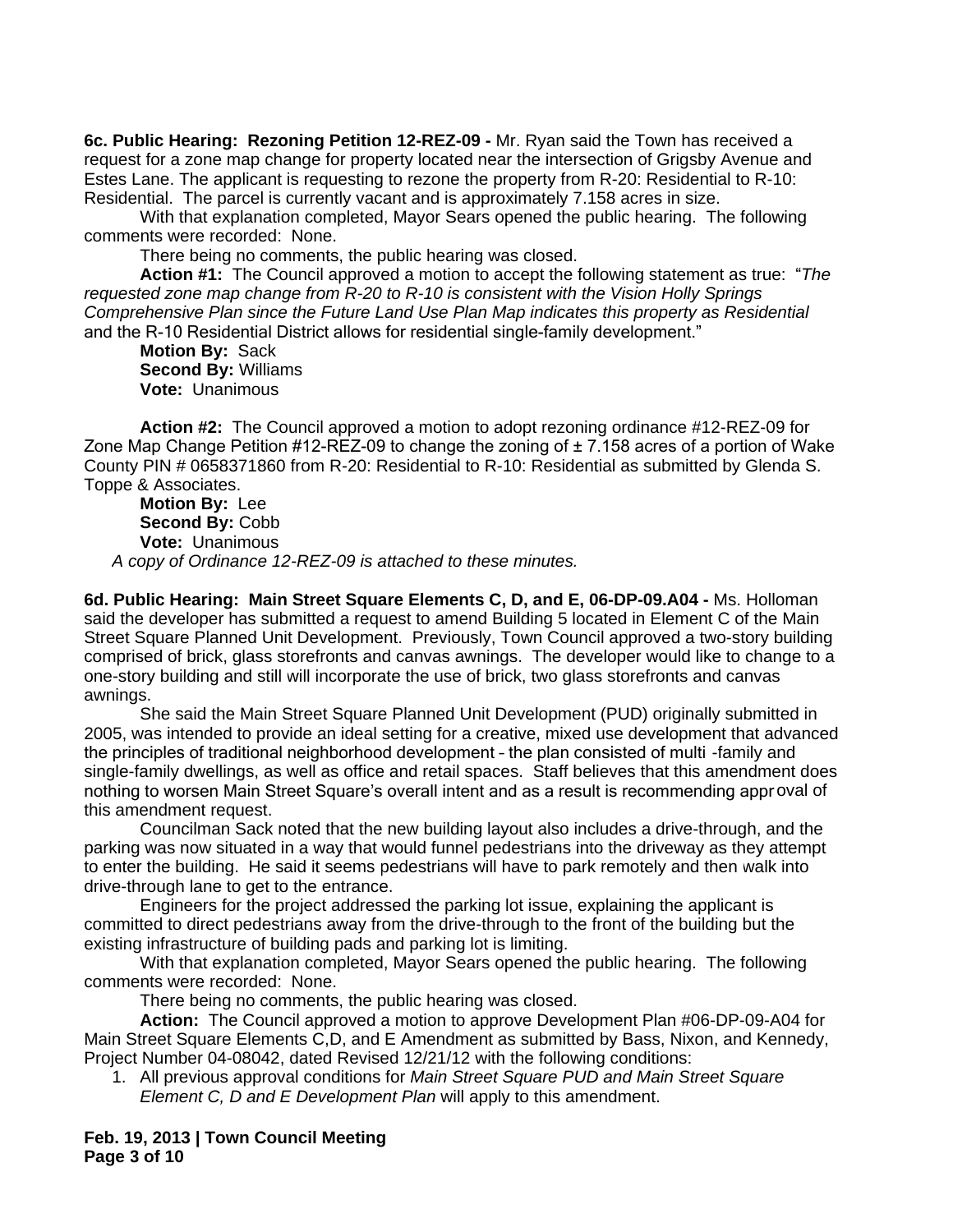**6c. Public Hearing: Rezoning Petition 12-REZ-09 -** Mr. Ryan said the Town has received a request for a zone map change for property located near the intersection of Grigsby Avenue and Estes Lane. The applicant is requesting to rezone the property from R-20: Residential to R-10: Residential. The parcel is currently vacant and is approximately 7.158 acres in size.

With that explanation completed, Mayor Sears opened the public hearing. The following comments were recorded: None.

There being no comments, the public hearing was closed.

**Action #1:** The Council approved a motion to accept the following statement as true: "*The requested zone map change from R-20 to R-10 is consistent with the Vision Holly Springs Comprehensive Plan since the Future Land Use Plan Map indicates this property as Residential* and the R-10 Residential District allows for residential single-family development."

**Motion By:** Sack
**Second By:** Williams
**Vote:** Unanimous

**Action #2:** The Council approved a motion to adopt rezoning ordinance #12-REZ-09 for Zone Map Change Petition #12-REZ-09 to change the zoning of ± 7.158 acres of a portion of Wake County PIN # 0658371860 from R-20: Residential to R-10: Residential as submitted by Glenda S. Toppe & Associates.

**Motion By:** Lee
**Second By:** Cobb
**Vote:** Unanimous

*A copy of Ordinance 12-REZ-09 is attached to these minutes.*

**6d. Public Hearing: Main Street Square Elements C, D, and E, 06-DP-09.A04 -** Ms. Holloman said the developer has submitted a request to amend Building 5 located in Element C of the Main Street Square Planned Unit Development. Previously, Town Council approved a two-story building comprised of brick, glass storefronts and canvas awnings. The developer would like to change to a one-story building and still will incorporate the use of brick, two glass storefronts and canvas awnings.

She said the Main Street Square Planned Unit Development (PUD) originally submitted in 2005, was intended to provide an ideal setting for a creative, mixed use development that advanced the principles of traditional neighborhood development – the plan consisted of multi -family and single-family dwellings, as well as office and retail spaces. Staff believes that this amendment does nothing to worsen Main Street Square's overall intent and as a result is recommending approval of this amendment request.

Councilman Sack noted that the new building layout also includes a drive-through, and the parking was now situated in a way that would funnel pedestrians into the driveway as they attempt to enter the building. He said it seems pedestrians will have to park remotely and then walk into drive-through lane to get to the entrance.

Engineers for the project addressed the parking lot issue, explaining the applicant is committed to direct pedestrians away from the drive-through to the front of the building but the existing infrastructure of building pads and parking lot is limiting.

With that explanation completed, Mayor Sears opened the public hearing. The following comments were recorded: None.

There being no comments, the public hearing was closed.

**Action:** The Council approved a motion to approve Development Plan #06-DP-09-A04 for Main Street Square Elements C,D, and E Amendment as submitted by Bass, Nixon, and Kennedy, Project Number 04-08042, dated Revised 12/21/12 with the following conditions:

1. All previous approval conditions for *Main Street Square PUD and Main Street Square Element C, D and E Development Plan* will apply to this amendment.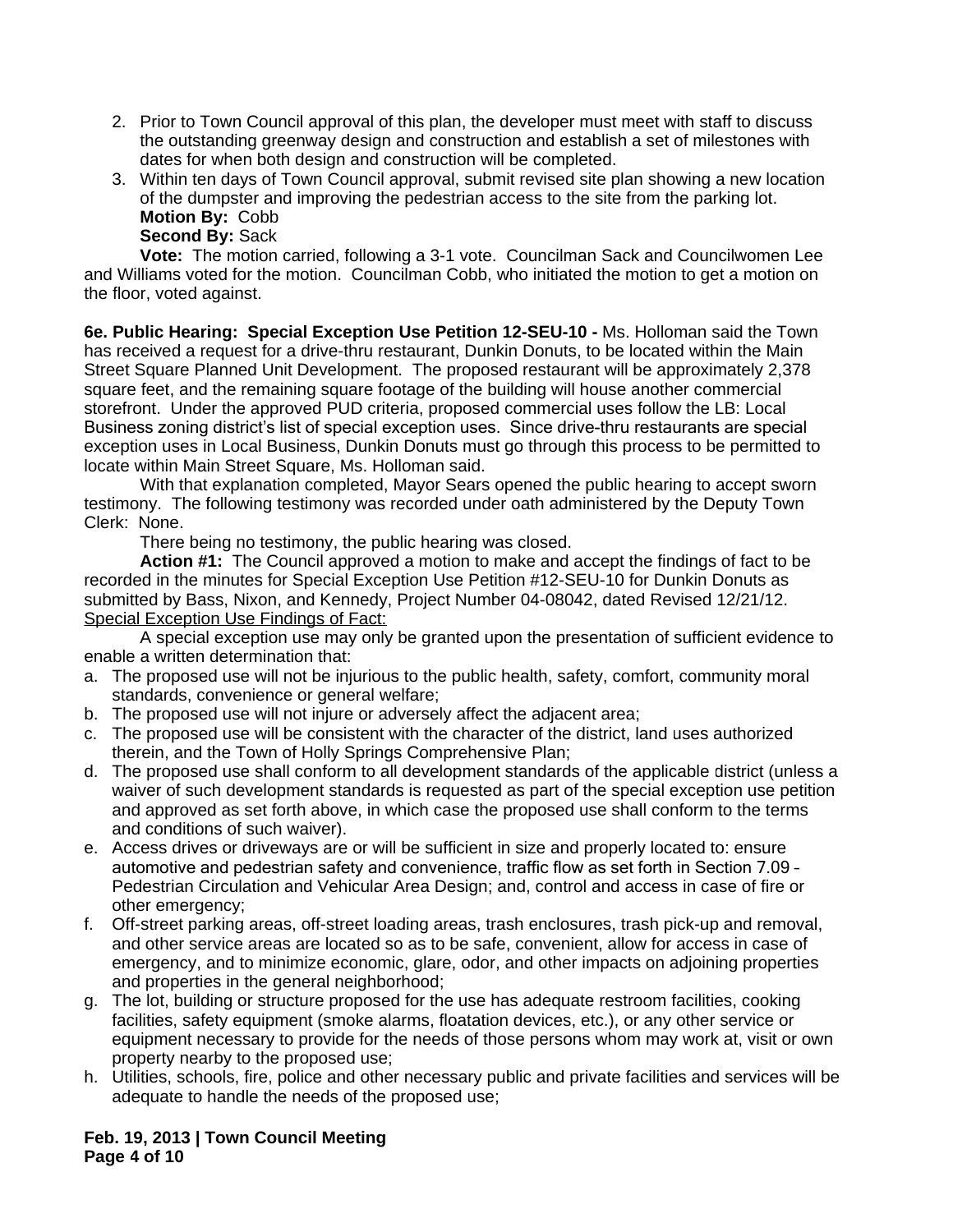2. Prior to Town Council approval of this plan, the developer must meet with staff to discuss the outstanding greenway design and construction and establish a set of milestones with dates for when both design and construction will be completed.
3. Within ten days of Town Council approval, submit revised site plan showing a new location of the dumpster and improving the pedestrian access to the site from the parking lot.
   **Motion By:** Cobb
   **Second By:** Sack

**Vote:** The motion carried, following a 3-1 vote. Councilman Sack and Councilwomen Lee and Williams voted for the motion. Councilman Cobb, who initiated the motion to get a motion on the floor, voted against.

**6e. Public Hearing: Special Exception Use Petition 12-SEU-10 -** Ms. Holloman said the Town has received a request for a drive-thru restaurant, Dunkin Donuts, to be located within the Main Street Square Planned Unit Development. The proposed restaurant will be approximately 2,378 square feet, and the remaining square footage of the building will house another commercial storefront. Under the approved PUD criteria, proposed commercial uses follow the LB: Local Business zoning district's list of special exception uses. Since drive-thru restaurants are special exception uses in Local Business, Dunkin Donuts must go through this process to be permitted to locate within Main Street Square, Ms. Holloman said.

With that explanation completed, Mayor Sears opened the public hearing to accept sworn testimony. The following testimony was recorded under oath administered by the Deputy Town Clerk: None.

There being no testimony, the public hearing was closed.

**Action #1:** The Council approved a motion to make and accept the findings of fact to be recorded in the minutes for Special Exception Use Petition #12-SEU-10 for Dunkin Donuts as submitted by Bass, Nixon, and Kennedy, Project Number 04-08042, dated Revised 12/21/12.

Special Exception Use Findings of Fact:

A special exception use may only be granted upon the presentation of sufficient evidence to enable a written determination that:

a. The proposed use will not be injurious to the public health, safety, comfort, community moral standards, convenience or general welfare;
b. The proposed use will not injure or adversely affect the adjacent area;
c. The proposed use will be consistent with the character of the district, land uses authorized therein, and the Town of Holly Springs Comprehensive Plan;
d. The proposed use shall conform to all development standards of the applicable district (unless a waiver of such development standards is requested as part of the special exception use petition and approved as set forth above, in which case the proposed use shall conform to the terms and conditions of such waiver).
e. Access drives or driveways are or will be sufficient in size and properly located to: ensure automotive and pedestrian safety and convenience, traffic flow as set forth in Section 7.09 – Pedestrian Circulation and Vehicular Area Design; and, control and access in case of fire or other emergency;
f. Off-street parking areas, off-street loading areas, trash enclosures, trash pick-up and removal, and other service areas are located so as to be safe, convenient, allow for access in case of emergency, and to minimize economic, glare, odor, and other impacts on adjoining properties and properties in the general neighborhood;
g. The lot, building or structure proposed for the use has adequate restroom facilities, cooking facilities, safety equipment (smoke alarms, floatation devices, etc.), or any other service or equipment necessary to provide for the needs of those persons whom may work at, visit or own property nearby to the proposed use;
h. Utilities, schools, fire, police and other necessary public and private facilities and services will be adequate to handle the needs of the proposed use;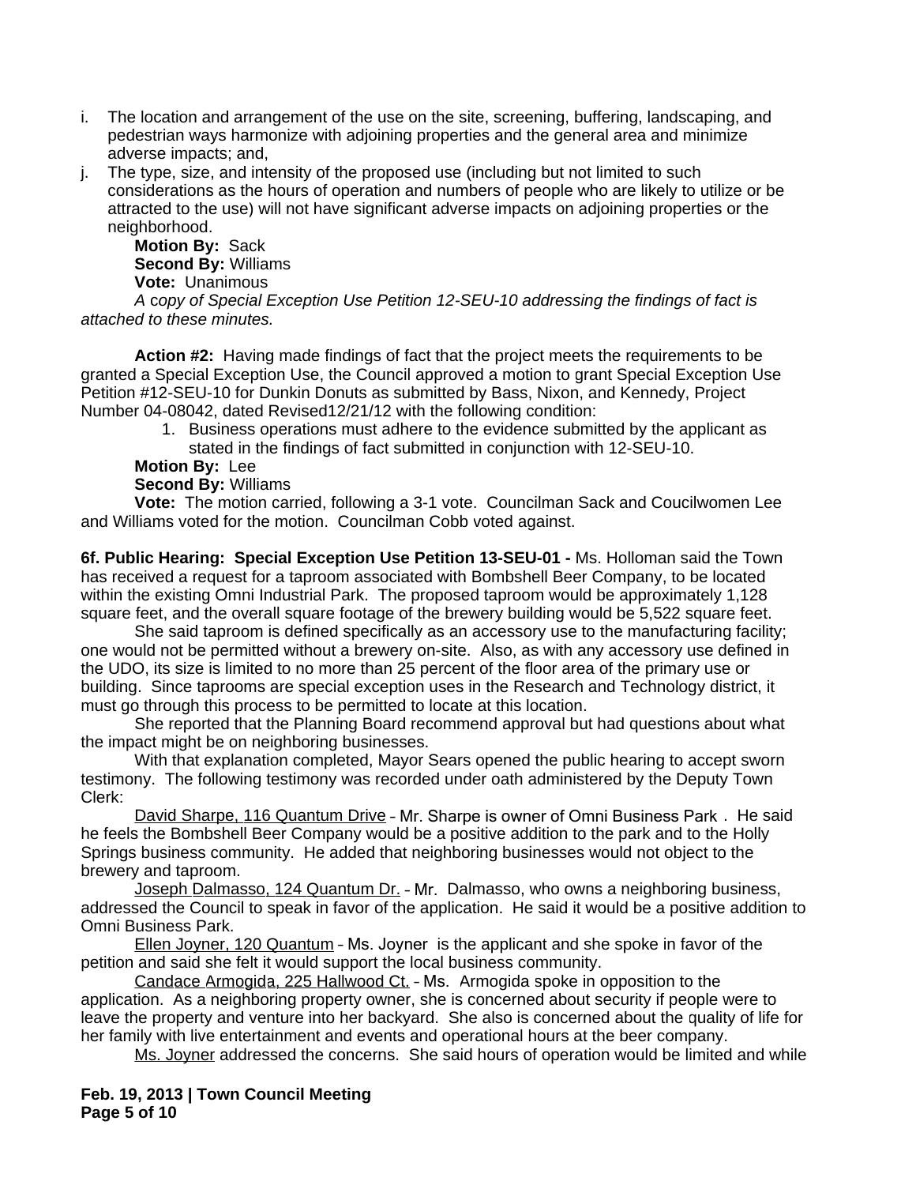i. The location and arrangement of the use on the site, screening, buffering, landscaping, and pedestrian ways harmonize with adjoining properties and the general area and minimize adverse impacts; and,
j. The type, size, and intensity of the proposed use (including but not limited to such considerations as the hours of operation and numbers of people who are likely to utilize or be attracted to the use) will not have significant adverse impacts on adjoining properties or the neighborhood.

**Motion By:** Sack
**Second By:** Williams
**Vote:** Unanimous

*A copy of Special Exception Use Petition 12-SEU-10 addressing the findings of fact is attached to these minutes.*

**Action #2:** Having made findings of fact that the project meets the requirements to be granted a Special Exception Use, the Council approved a motion to grant Special Exception Use Petition #12-SEU-10 for Dunkin Donuts as submitted by Bass, Nixon, and Kennedy, Project Number 04-08042, dated Revised12/21/12 with the following condition:

1. Business operations must adhere to the evidence submitted by the applicant as stated in the findings of fact submitted in conjunction with 12-SEU-10.

**Motion By:** Lee
**Second By:** Williams
**Vote:** The motion carried, following a 3-1 vote. Councilman Sack and Coucilwomen Lee and Williams voted for the motion. Councilman Cobb voted against.

**6f. Public Hearing: Special Exception Use Petition 13-SEU-01 -** Ms. Holloman said the Town has received a request for a taproom associated with Bombshell Beer Company, to be located within the existing Omni Industrial Park. The proposed taproom would be approximately 1,128 square feet, and the overall square footage of the brewery building would be 5,522 square feet.

She said taproom is defined specifically as an accessory use to the manufacturing facility; one would not be permitted without a brewery on-site. Also, as with any accessory use defined in the UDO, its size is limited to no more than 25 percent of the floor area of the primary use or building. Since taprooms are special exception uses in the Research and Technology district, it must go through this process to be permitted to locate at this location.

She reported that the Planning Board recommend approval but had questions about what the impact might be on neighboring businesses.

With that explanation completed, Mayor Sears opened the public hearing to accept sworn testimony. The following testimony was recorded under oath administered by the Deputy Town Clerk:

David Sharpe, 116 Quantum Drive – Mr. Sharpe is owner of Omni Business Park . He said he feels the Bombshell Beer Company would be a positive addition to the park and to the Holly Springs business community. He added that neighboring businesses would not object to the brewery and taproom.

Joseph Dalmasso, 124 Quantum Dr. – Mr. Dalmasso, who owns a neighboring business, addressed the Council to speak in favor of the application. He said it would be a positive addition to Omni Business Park.

Ellen Joyner, 120 Quantum – Ms. Joyner is the applicant and she spoke in favor of the petition and said she felt it would support the local business community.

Candace Armogida, 225 Hallwood Ct. – Ms. Armogida spoke in opposition to the application. As a neighboring property owner, she is concerned about security if people were to leave the property and venture into her backyard. She also is concerned about the quality of life for her family with live entertainment and events and operational hours at the beer company.

Ms. Joyner addressed the concerns. She said hours of operation would be limited and while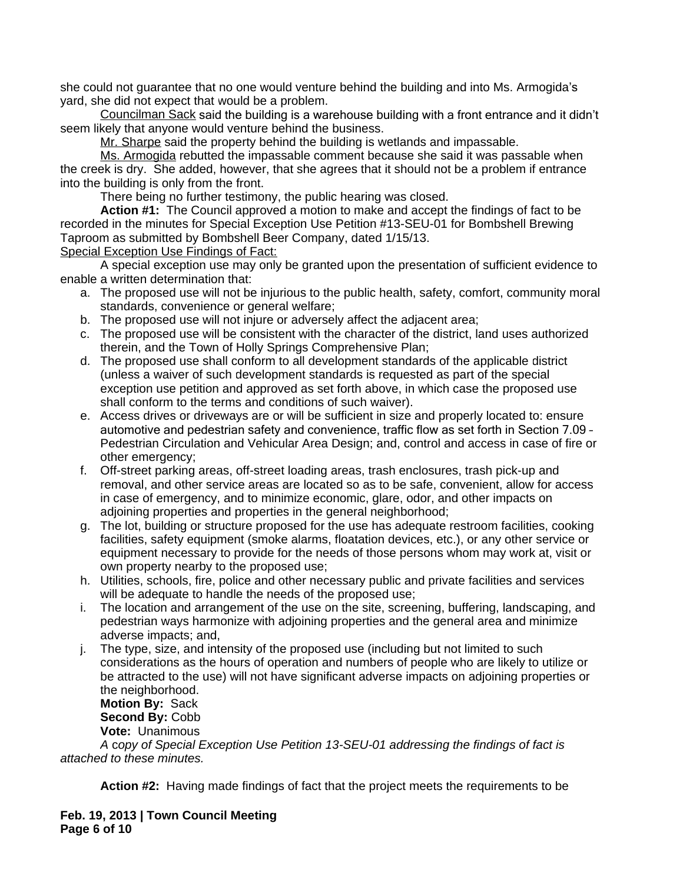she could not guarantee that no one would venture behind the building and into Ms. Armogida's yard, she did not expect that would be a problem.

Councilman Sack said the building is a warehouse building with a front entrance and it didn't seem likely that anyone would venture behind the business.

Mr. Sharpe said the property behind the building is wetlands and impassable.

Ms. Armogida rebutted the impassable comment because she said it was passable when the creek is dry. She added, however, that she agrees that it should not be a problem if entrance into the building is only from the front.

There being no further testimony, the public hearing was closed.

**Action #1:** The Council approved a motion to make and accept the findings of fact to be recorded in the minutes for Special Exception Use Petition #13-SEU-01 for Bombshell Brewing Taproom as submitted by Bombshell Beer Company, dated 1/15/13.

Special Exception Use Findings of Fact:

A special exception use may only be granted upon the presentation of sufficient evidence to enable a written determination that:

a. The proposed use will not be injurious to the public health, safety, comfort, community moral standards, convenience or general welfare;
b. The proposed use will not injure or adversely affect the adjacent area;
c. The proposed use will be consistent with the character of the district, land uses authorized therein, and the Town of Holly Springs Comprehensive Plan;
d. The proposed use shall conform to all development standards of the applicable district (unless a waiver of such development standards is requested as part of the special exception use petition and approved as set forth above, in which case the proposed use shall conform to the terms and conditions of such waiver).
e. Access drives or driveways are or will be sufficient in size and properly located to: ensure automotive and pedestrian safety and convenience, traffic flow as set forth in Section 7.09 - Pedestrian Circulation and Vehicular Area Design; and, control and access in case of fire or other emergency;
f. Off-street parking areas, off-street loading areas, trash enclosures, trash pick-up and removal, and other service areas are located so as to be safe, convenient, allow for access in case of emergency, and to minimize economic, glare, odor, and other impacts on adjoining properties and properties in the general neighborhood;
g. The lot, building or structure proposed for the use has adequate restroom facilities, cooking facilities, safety equipment (smoke alarms, floatation devices, etc.), or any other service or equipment necessary to provide for the needs of those persons whom may work at, visit or own property nearby to the proposed use;
h. Utilities, schools, fire, police and other necessary public and private facilities and services will be adequate to handle the needs of the proposed use;
i. The location and arrangement of the use on the site, screening, buffering, landscaping, and pedestrian ways harmonize with adjoining properties and the general area and minimize adverse impacts; and,
j. The type, size, and intensity of the proposed use (including but not limited to such considerations as the hours of operation and numbers of people who are likely to utilize or be attracted to the use) will not have significant adverse impacts on adjoining properties or the neighborhood.

**Motion By:** Sack
**Second By:** Cobb
**Vote:** Unanimous

*A copy of Special Exception Use Petition 13-SEU-01 addressing the findings of fact is attached to these minutes.*

**Action #2:** Having made findings of fact that the project meets the requirements to be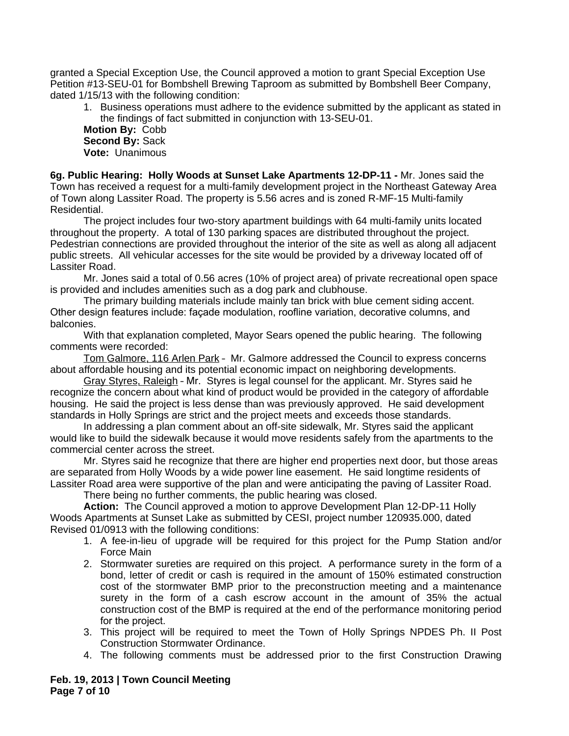granted a Special Exception Use, the Council approved a motion to grant Special Exception Use Petition #13-SEU-01 for Bombshell Brewing Taproom as submitted by Bombshell Beer Company, dated 1/15/13 with the following condition:

1. Business operations must adhere to the evidence submitted by the applicant as stated in the findings of fact submitted in conjunction with 13-SEU-01.

**Motion By:** Cobb
**Second By:** Sack
**Vote:** Unanimous

**6g. Public Hearing: Holly Woods at Sunset Lake Apartments 12-DP-11 -** Mr. Jones said the Town has received a request for a multi-family development project in the Northeast Gateway Area of Town along Lassiter Road. The property is 5.56 acres and is zoned R-MF-15 Multi-family Residential.

The project includes four two-story apartment buildings with 64 multi-family units located throughout the property. A total of 130 parking spaces are distributed throughout the project. Pedestrian connections are provided throughout the interior of the site as well as along all adjacent public streets. All vehicular accesses for the site would be provided by a driveway located off of Lassiter Road.

Mr. Jones said a total of 0.56 acres (10% of project area) of private recreational open space is provided and includes amenities such as a dog park and clubhouse.

The primary building materials include mainly tan brick with blue cement siding accent. Other design features include: façade modulation, roofline variation, decorative columns, and balconies.

With that explanation completed, Mayor Sears opened the public hearing. The following comments were recorded:

Tom Galmore, 116 Arlen Park – Mr. Galmore addressed the Council to express concerns about affordable housing and its potential economic impact on neighboring developments.

Gray Styres, Raleigh – Mr. Styres is legal counsel for the applicant. Mr. Styres said he recognize the concern about what kind of product would be provided in the category of affordable housing. He said the project is less dense than was previously approved. He said development standards in Holly Springs are strict and the project meets and exceeds those standards.

In addressing a plan comment about an off-site sidewalk, Mr. Styres said the applicant would like to build the sidewalk because it would move residents safely from the apartments to the commercial center across the street.

Mr. Styres said he recognize that there are higher end properties next door, but those areas are separated from Holly Woods by a wide power line easement. He said longtime residents of Lassiter Road area were supportive of the plan and were anticipating the paving of Lassiter Road.

There being no further comments, the public hearing was closed.

**Action:** The Council approved a motion to approve Development Plan 12-DP-11 Holly Woods Apartments at Sunset Lake as submitted by CESI, project number 120935.000, dated Revised 01/0913 with the following conditions:

1. A fee-in-lieu of upgrade will be required for this project for the Pump Station and/or Force Main
2. Stormwater sureties are required on this project. A performance surety in the form of a bond, letter of credit or cash is required in the amount of 150% estimated construction cost of the stormwater BMP prior to the preconstruction meeting and a maintenance surety in the form of a cash escrow account in the amount of 35% the actual construction cost of the BMP is required at the end of the performance monitoring period for the project.
3. This project will be required to meet the Town of Holly Springs NPDES Ph. II Post Construction Stormwater Ordinance.
4. The following comments must be addressed prior to the first Construction Drawing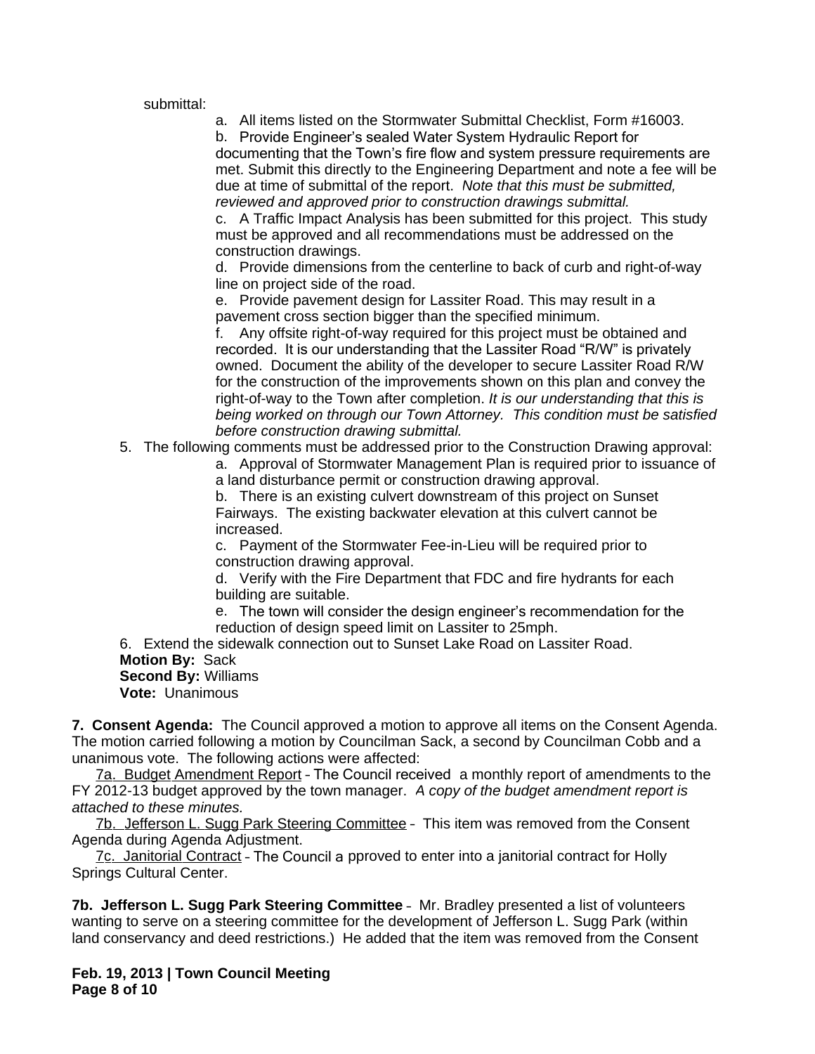submittal:

a. All items listed on the Stormwater Submittal Checklist, Form #16003.

b. Provide Engineer's sealed Water System Hydraulic Report for documenting that the Town's fire flow and system pressure requirements are met. Submit this directly to the Engineering Department and note a fee will be due at time of submittal of the report. *Note that this must be submitted, reviewed and approved prior to construction drawings submittal.*

c. A Traffic Impact Analysis has been submitted for this project. This study must be approved and all recommendations must be addressed on the construction drawings.

d. Provide dimensions from the centerline to back of curb and right-of-way line on project side of the road.

e. Provide pavement design for Lassiter Road. This may result in a pavement cross section bigger than the specified minimum.

f. Any offsite right-of-way required for this project must be obtained and recorded. It is our understanding that the Lassiter Road "R/W" is privately owned. Document the ability of the developer to secure Lassiter Road R/W for the construction of the improvements shown on this plan and convey the right-of-way to the Town after completion. *It is our understanding that this is being worked on through our Town Attorney. This condition must be satisfied before construction drawing submittal.*

5. The following comments must be addressed prior to the Construction Drawing approval:

a. Approval of Stormwater Management Plan is required prior to issuance of a land disturbance permit or construction drawing approval.

b. There is an existing culvert downstream of this project on Sunset Fairways. The existing backwater elevation at this culvert cannot be increased.

c. Payment of the Stormwater Fee-in-Lieu will be required prior to construction drawing approval.

d. Verify with the Fire Department that FDC and fire hydrants for each building are suitable.

e. The town will consider the design engineer's recommendation for the reduction of design speed limit on Lassiter to 25mph.

6. Extend the sidewalk connection out to Sunset Lake Road on Lassiter Road.

**Motion By:** Sack
**Second By:** Williams
**Vote:** Unanimous

**7. Consent Agenda:** The Council approved a motion to approve all items on the Consent Agenda. The motion carried following a motion by Councilman Sack, a second by Councilman Cobb and a unanimous vote. The following actions were affected:

7a. Budget Amendment Report – The Council received a monthly report of amendments to the FY 2012-13 budget approved by the town manager. *A copy of the budget amendment report is attached to these minutes.*

7b. Jefferson L. Sugg Park Steering Committee – This item was removed from the Consent Agenda during Agenda Adjustment.

7c. Janitorial Contract – The Council a pproved to enter into a janitorial contract for Holly Springs Cultural Center.

**7b. Jefferson L. Sugg Park Steering Committee** – Mr. Bradley presented a list of volunteers wanting to serve on a steering committee for the development of Jefferson L. Sugg Park (within land conservancy and deed restrictions.) He added that the item was removed from the Consent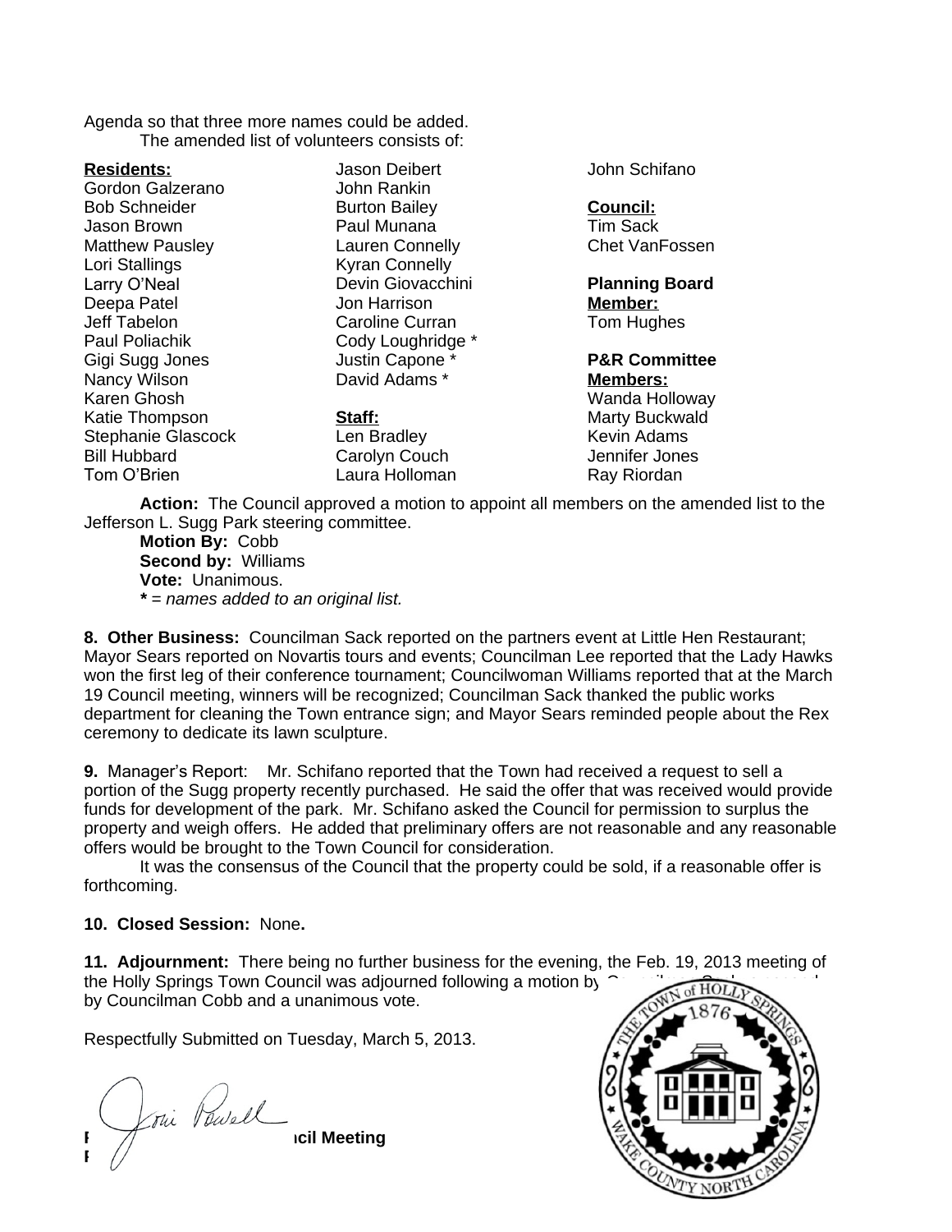Agenda so that three more names could be added.

The amended list of volunteers consists of:

**Residents:**
Gordon Galzerano
Bob Schneider
Jason Brown
Matthew Pausley
Lori Stallings
Larry O'Neal
Deepa Patel
Jeff Tabelon
Paul Poliachik
Gigi Sugg Jones
Nancy Wilson
Karen Ghosh
Katie Thompson
Stephanie Glascock
Bill Hubbard
Tom O'Brien
Jason Deibert
John Rankin
Burton Bailey
Paul Munana
Lauren Connelly
Kyran Connelly
Devin Giovacchini
Jon Harrison
Caroline Curran
Cody Loughridge *
Justin Capone *
David Adams *

**Staff:**
Len Bradley
Carolyn Couch
Laura Holloman
John Schifano

**Council:**
Tim Sack
Chet VanFossen

**Planning Board Member:**
Tom Hughes

**P&R Committee Members:**
Wanda Holloway
Marty Buckwald
Kevin Adams
Jennifer Jones
Ray Riordan

**Action:** The Council approved a motion to appoint all members on the amended list to the Jefferson L. Sugg Park steering committee.
**Motion By:** Cobb
**Second by:** Williams
**Vote:** Unanimous.
***** = *names added to an original list.*

**8. Other Business:** Councilman Sack reported on the partners event at Little Hen Restaurant; Mayor Sears reported on Novartis tours and events; Councilman Lee reported that the Lady Hawks won the first leg of their conference tournament; Councilwoman Williams reported that at the March 19 Council meeting, winners will be recognized; Councilman Sack thanked the public works department for cleaning the Town entrance sign; and Mayor Sears reminded people about the Rex ceremony to dedicate its lawn sculpture.

**9.** Manager's Report: Mr. Schifano reported that the Town had received a request to sell a portion of the Sugg property recently purchased. He said the offer that was received would provide funds for development of the park. Mr. Schifano asked the Council for permission to surplus the property and weigh offers. He added that preliminary offers are not reasonable and any reasonable offers would be brought to the Town Council for consideration.

It was the consensus of the Council that the property could be sold, if a reasonable offer is forthcoming.

**10. Closed Session:** None**.**

**11. Adjournment:** There being no further business for the evening, the Feb. 19, 2013 meeting of the Holly Springs Town Council was adjourned following a motion by Councilman Sack, seconded by Councilman Cobb and a unanimous vote.

Respectfully Submitted on Tuesday, March 5, 2013.

**Council Meeting**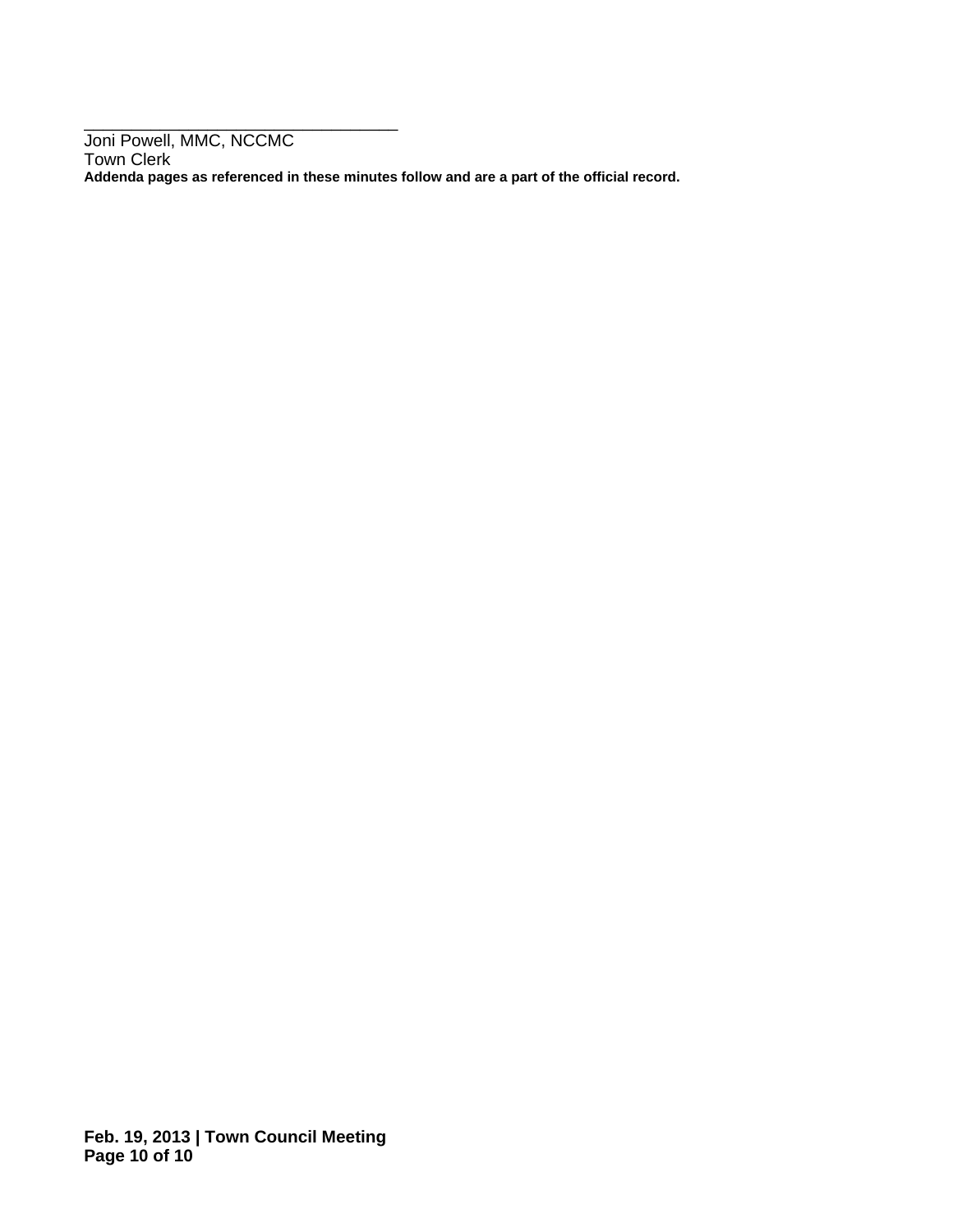\_\_\_\_\_\_\_\_\_\_\_\_\_\_\_\_\_\_\_\_\_\_\_\_\_\_\_\_\_\_\_\_\_\_

Joni Powell, MMC, NCCMC
Town Clerk

**Addenda pages as referenced in these minutes follow and are a part of the official record.**